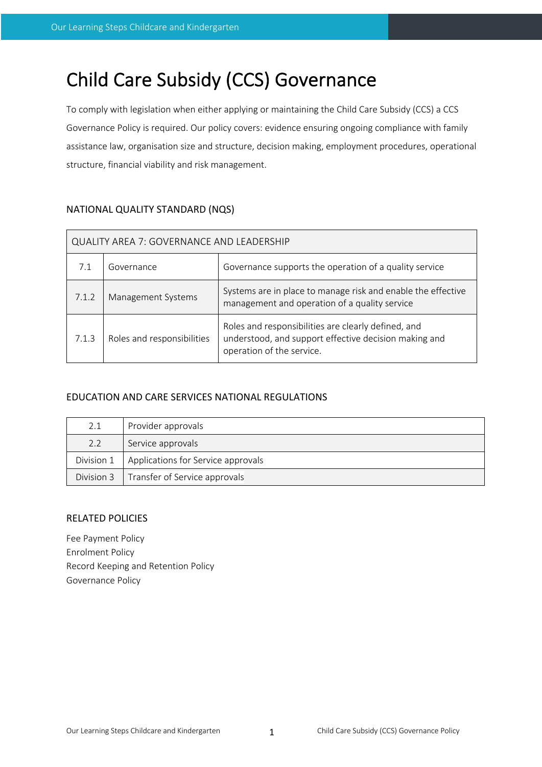# Child Care Subsidy (CCS) Governance

To comply with legislation when either applying or maintaining the Child Care Subsidy (CCS) a CCS Governance Policy is required. Our policy covers: evidence ensuring ongoing compliance with family assistance law, organisation size and structure, decision making, employment procedures, operational structure, financial viability and risk management.

## NATIONAL QUALITY STANDARD (NQS)

| QUALITY AREA 7: GOVERNANCE AND LEADERSHIP | | |
|---|---|---|
| 7.1 | Governance | Governance supports the operation of a quality service |
| 7.1.2 | Management Systems | Systems are in place to manage risk and enable the effective management and operation of a quality service |
| 7.1.3 | Roles and responsibilities | Roles and responsibilities are clearly defined, and understood, and support effective decision making and operation of the service. |

## EDUCATION AND CARE SERVICES NATIONAL REGULATIONS

| | |
|---|---|
| 2.1 | Provider approvals |
| 2.2 | Service approvals |
| Division 1 | Applications for Service approvals |
| Division 3 | Transfer of Service approvals |

## RELATED POLICIES

Fee Payment Policy
Enrolment Policy
Record Keeping and Retention Policy
Governance Policy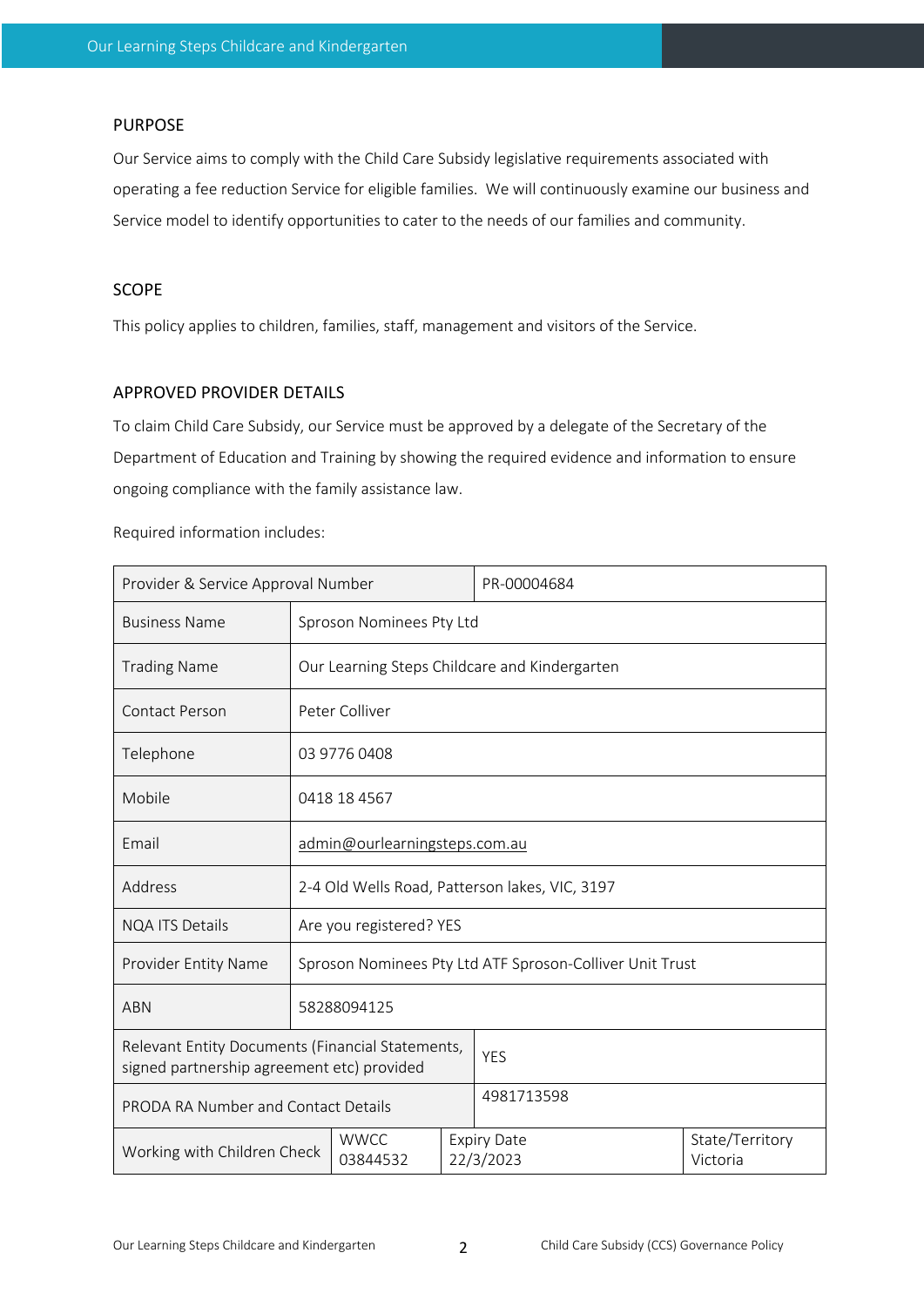## PURPOSE

Our Service aims to comply with the Child Care Subsidy legislative requirements associated with operating a fee reduction Service for eligible families. We will continuously examine our business and Service model to identify opportunities to cater to the needs of our families and community.

## SCOPE

This policy applies to children, families, staff, management and visitors of the Service.

## APPROVED PROVIDER DETAILS

To claim Child Care Subsidy, our Service must be approved by a delegate of the Secretary of the Department of Education and Training by showing the required evidence and information to ensure ongoing compliance with the family assistance law.

Required information includes:

| Provider & Service Approval Number | PR-00004684 | | |
|---|---|---|---|
| Business Name | Sproson Nominees Pty Ltd | | |
| Trading Name | Our Learning Steps Childcare and Kindergarten | | |
| Contact Person | Peter Colliver | | |
| Telephone | 03 9776 0408 | | |
| Mobile | 0418 18 4567 | | |
| Email | admin@ourlearningsteps.com.au | | |
| Address | 2-4 Old Wells Road, Patterson lakes, VIC, 3197 | | |
| NQA ITS Details | Are you registered? YES | | |
| Provider Entity Name | Sproson Nominees Pty Ltd ATF Sproson-Colliver Unit Trust | | |
| ABN | 58288094125 | | |
| Relevant Entity Documents (Financial Statements, signed partnership agreement etc) provided | YES | | |
| PRODA RA Number and Contact Details | 4981713598 | | |
| Working with Children Check | WWCC 03844532 | Expiry Date 22/3/2023 | State/Territory Victoria |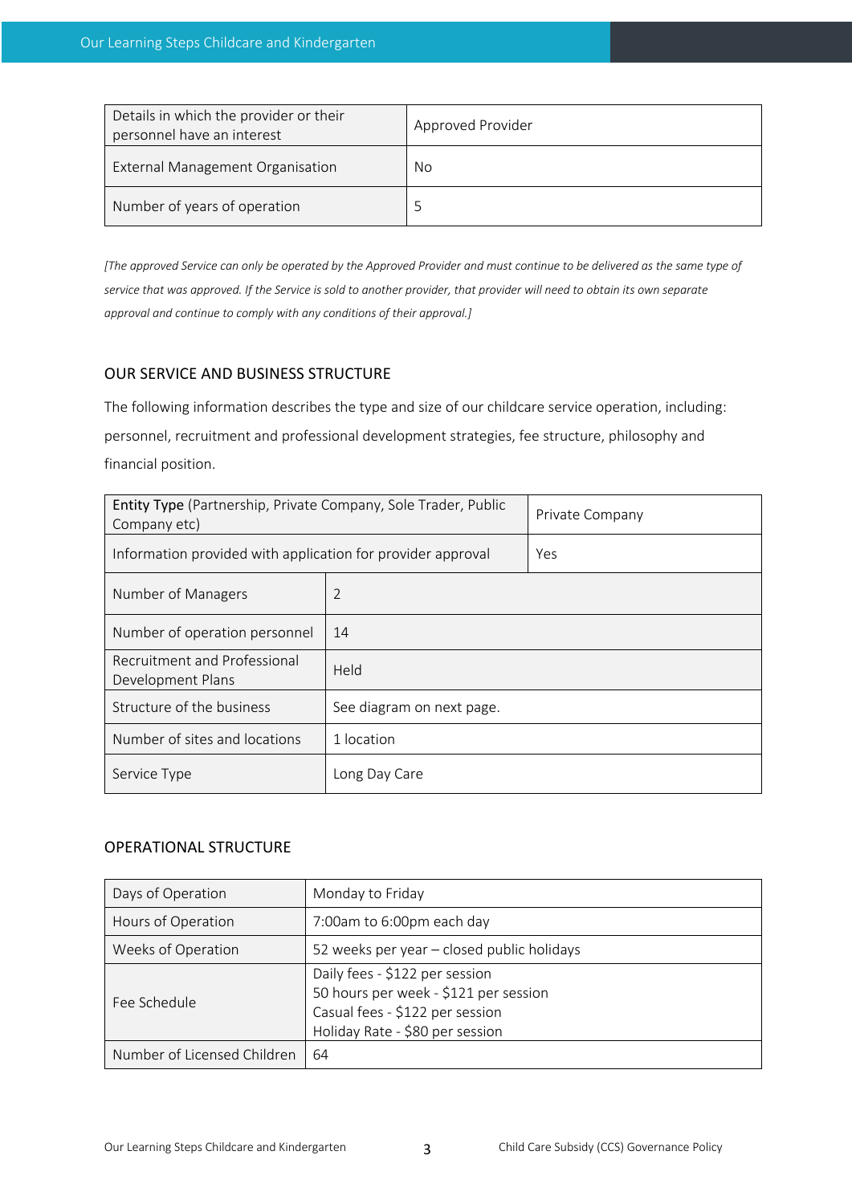| Details in which the provider or their personnel have an interest | Approved Provider |
|---|---|
| External Management Organisation | No |
| Number of years of operation | 5 |

*[The approved Service can only be operated by the Approved Provider and must continue to be delivered as the same type of service that was approved. If the Service is sold to another provider, that provider will need to obtain its own separate approval and continue to comply with any conditions of their approval.]*

## OUR SERVICE AND BUSINESS STRUCTURE

The following information describes the type and size of our childcare service operation, including: personnel, recruitment and professional development strategies, fee structure, philosophy and financial position.

| **Entity Type** (Partnership, Private Company, Sole Trader, Public Company etc) | Private Company |
|---|---|
| Information provided with application for provider approval | Yes |
| Number of Managers | 2 |
| Number of operation personnel | 14 |
| Recruitment and Professional Development Plans | Held |
| Structure of the business | See diagram on next page. |
| Number of sites and locations | 1 location |
| Service Type | Long Day Care |

## OPERATIONAL STRUCTURE

| Days of Operation | Monday to Friday |
|---|---|
| Hours of Operation | 7:00am to 6:00pm each day |
| Weeks of Operation | 52 weeks per year – closed public holidays |
| Fee Schedule | Daily fees - $122 per session<br>50 hours per week - $121 per session<br>Casual fees - $122 per session<br>Holiday Rate - $80 per session |
| Number of Licensed Children | 64 |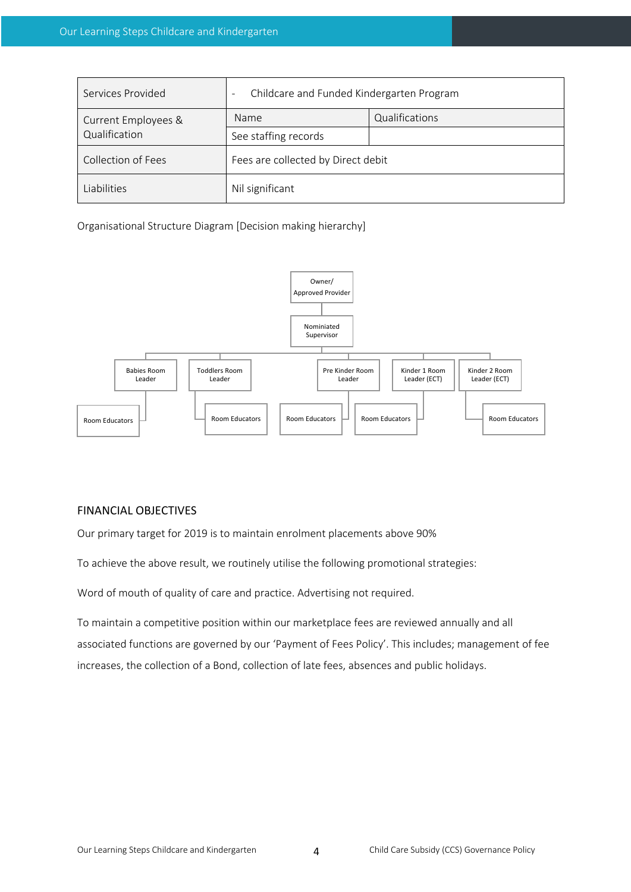| Services Provided | - Childcare and Funded Kindergarten Program | |
|---|---|---|
| Current Employees & Qualification | Name | Qualifications |
| | See staffing records | |
| Collection of Fees | Fees are collected by Direct debit | |
| Liabilities | Nil significant | |

Organisational Structure Diagram [Decision making hierarchy]

- Owner/ Approved Provider
  - Nominiated Supervisor
    - Babies Room Leader
      - Room Educators
    - Toddlers Room Leader
      - Room Educators
    - Pre Kinder Room Leader
      - Room Educators
      - Room Educators
    - Kinder 1 Room Leader (ECT)
    - Kinder 2 Room Leader (ECT)
      - Room Educators

## FINANCIAL OBJECTIVES

Our primary target for 2019 is to maintain enrolment placements above 90%

To achieve the above result, we routinely utilise the following promotional strategies:

Word of mouth of quality of care and practice. Advertising not required.

To maintain a competitive position within our marketplace fees are reviewed annually and all associated functions are governed by our 'Payment of Fees Policy'. This includes; management of fee increases, the collection of a Bond, collection of late fees, absences and public holidays.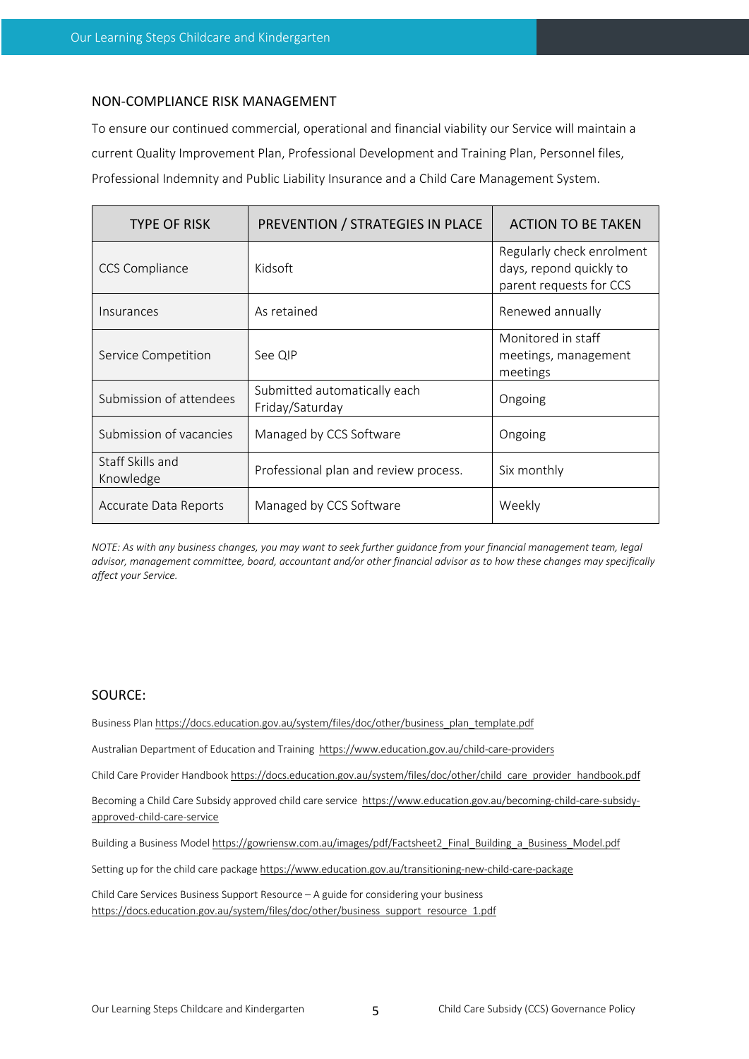## NON-COMPLIANCE RISK MANAGEMENT

To ensure our continued commercial, operational and financial viability our Service will maintain a current Quality Improvement Plan, Professional Development and Training Plan, Personnel files, Professional Indemnity and Public Liability Insurance and a Child Care Management System.

| TYPE OF RISK | PREVENTION / STRATEGIES IN PLACE | ACTION TO BE TAKEN |
|---|---|---|
| CCS Compliance | Kidsoft | Regularly check enrolment days, repond quickly to parent requests for CCS |
| Insurances | As retained | Renewed annually |
| Service Competition | See QIP | Monitored in staff meetings, management meetings |
| Submission of attendees | Submitted automatically each Friday/Saturday | Ongoing |
| Submission of vacancies | Managed by CCS Software | Ongoing |
| Staff Skills and Knowledge | Professional plan and review process. | Six monthly |
| Accurate Data Reports | Managed by CCS Software | Weekly |

*NOTE: As with any business changes, you may want to seek further guidance from your financial management team, legal advisor, management committee, board, accountant and/or other financial advisor as to how these changes may specifically affect your Service.*

## SOURCE:

Business Plan https://docs.education.gov.au/system/files/doc/other/business_plan_template.pdf

Australian Department of Education and Training https://www.education.gov.au/child-care-providers

Child Care Provider Handbook https://docs.education.gov.au/system/files/doc/other/child_care_provider_handbook.pdf

Becoming a Child Care Subsidy approved child care service https://www.education.gov.au/becoming-child-care-subsidy-approved-child-care-service

Building a Business Model https://gowriensw.com.au/images/pdf/Factsheet2_Final_Building_a_Business_Model.pdf

Setting up for the child care package https://www.education.gov.au/transitioning-new-child-care-package

Child Care Services Business Support Resource – A guide for considering your business https://docs.education.gov.au/system/files/doc/other/business_support_resource_1.pdf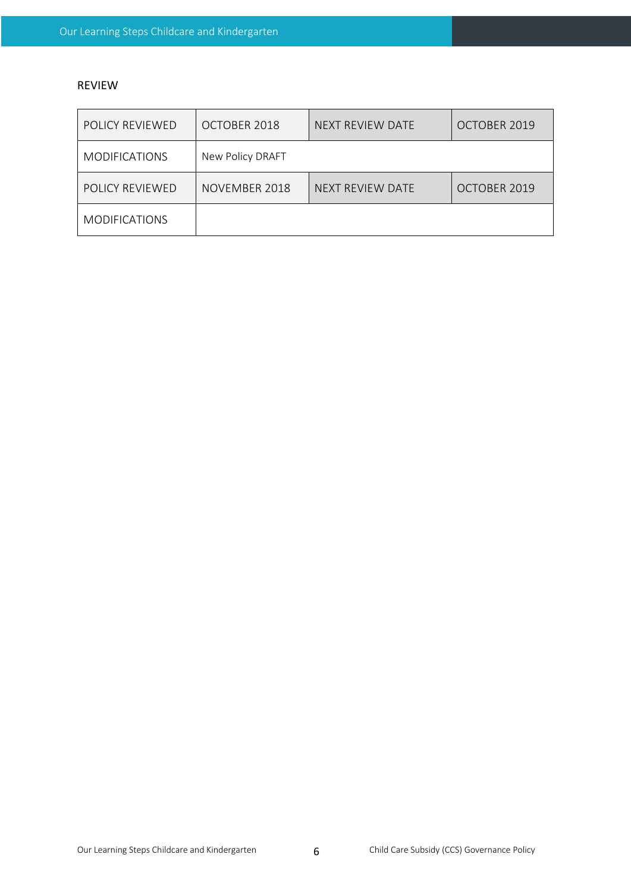REVIEW

| | | | |
|---|---|---|---|
| POLICY REVIEWED | OCTOBER 2018 | NEXT REVIEW DATE | OCTOBER 2019 |
| MODIFICATIONS | New Policy DRAFT | | |
| POLICY REVIEWED | NOVEMBER 2018 | NEXT REVIEW DATE | OCTOBER 2019 |
| MODIFICATIONS | | | |